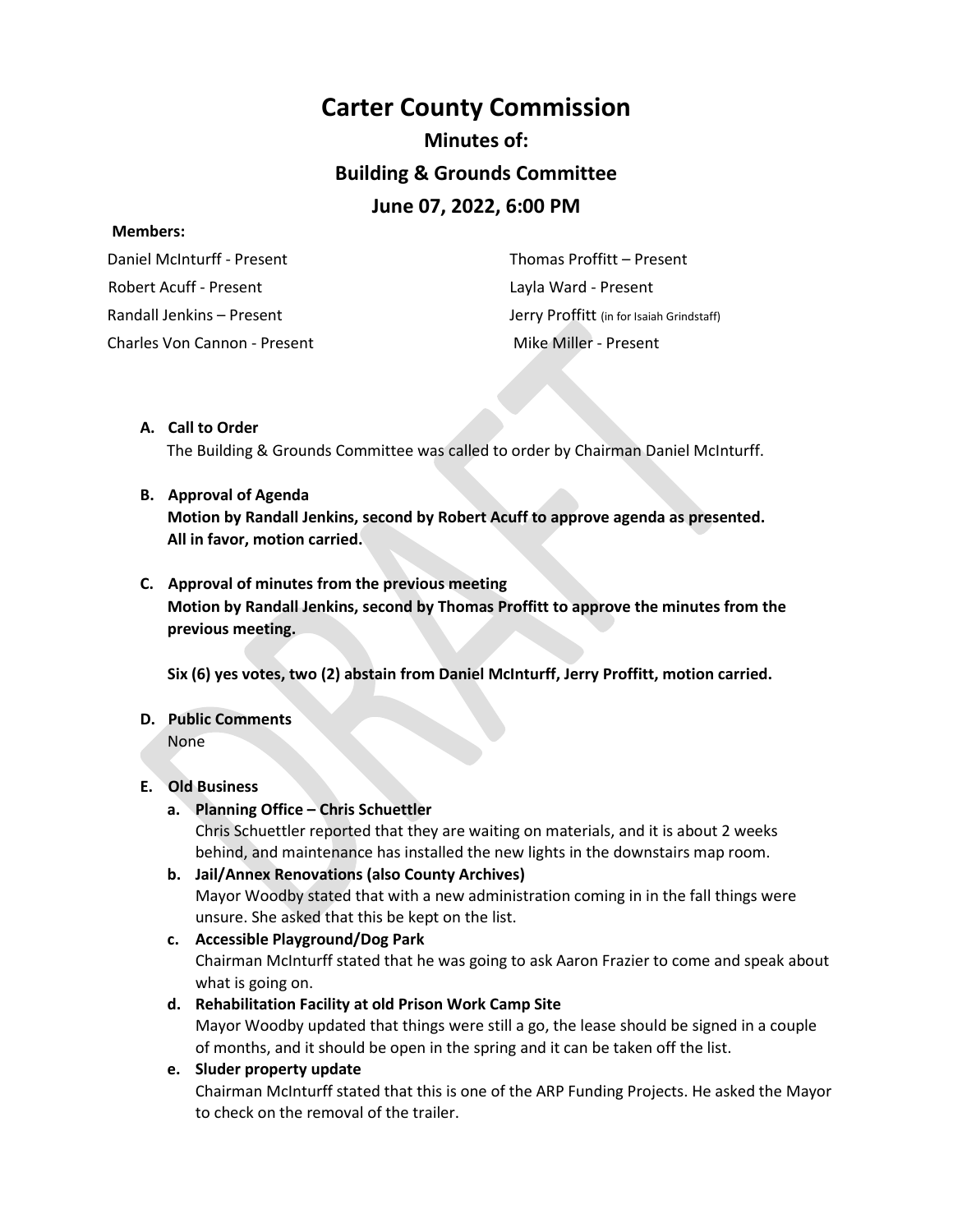# Carter County Commission

## Minutes of:

## Building & Grounds Committee

## June 07, 2022, 6:00 PM

**Members:**

Daniel McInturff - Present

Robert Acuff - Present

Randall Jenkins – Present

Charles Von Cannon - Present

Thomas Proffitt – Present

Layla Ward - Present

Jerry Proffitt (in for Isaiah Grindstaff)

Mike Miller - Present

**A. Call to Order**

The Building & Grounds Committee was called to order by Chairman Daniel McInturff.

**B. Approval of Agenda**

**Motion by Randall Jenkins, second by Robert Acuff to approve agenda as presented. All in favor, motion carried.**

**C. Approval of minutes from the previous meeting**

**Motion by Randall Jenkins, second by Thomas Proffitt to approve the minutes from the previous meeting.**

**Six (6) yes votes, two (2) abstain from Daniel McInturff, Jerry Proffitt, motion carried.**

**D. Public Comments**

None

**E. Old Business**

**a. Planning Office – Chris Schuettler**

Chris Schuettler reported that they are waiting on materials, and it is about 2 weeks behind, and maintenance has installed the new lights in the downstairs map room.

**b. Jail/Annex Renovations (also County Archives)**

Mayor Woodby stated that with a new administration coming in in the fall things were unsure. She asked that this be kept on the list.

**c. Accessible Playground/Dog Park**

Chairman McInturff stated that he was going to ask Aaron Frazier to come and speak about what is going on.

**d. Rehabilitation Facility at old Prison Work Camp Site**

Mayor Woodby updated that things were still a go, the lease should be signed in a couple of months, and it should be open in the spring and it can be taken off the list.

**e. Sluder property update**

Chairman McInturff stated that this is one of the ARP Funding Projects. He asked the Mayor to check on the removal of the trailer.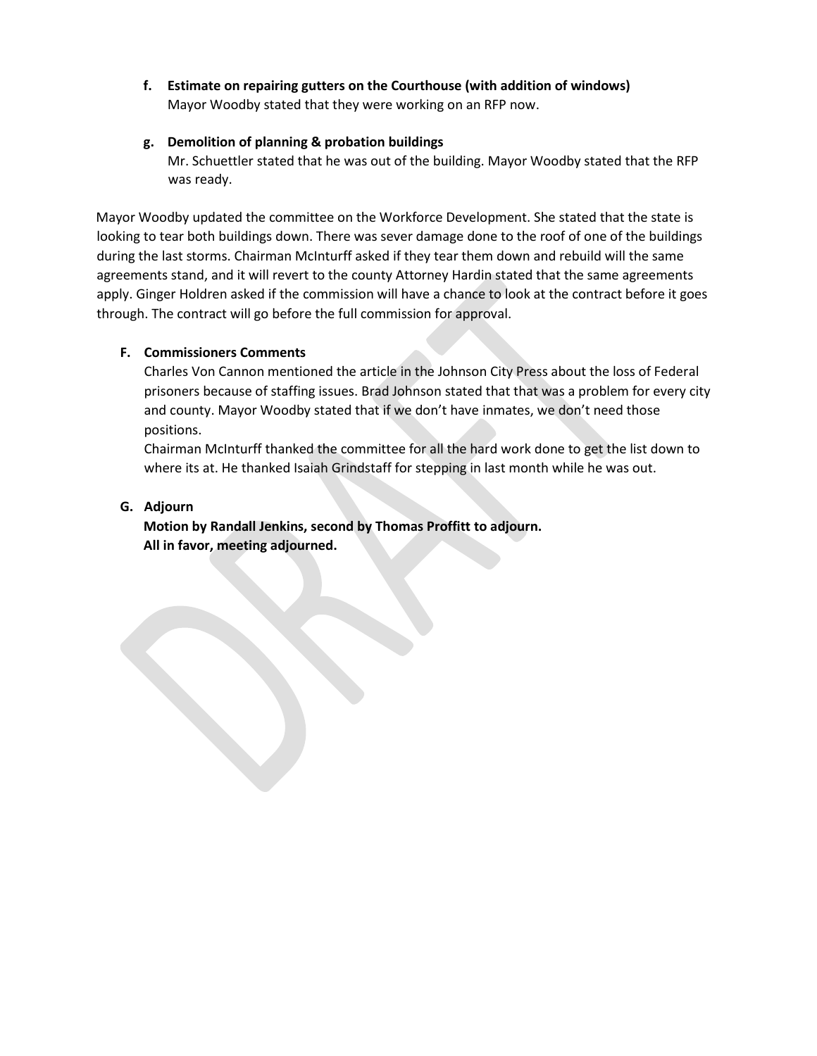f. **Estimate on repairing gutters on the Courthouse (with addition of windows)**
   Mayor Woodby stated that they were working on an RFP now.

g. **Demolition of planning & probation buildings**
   Mr. Schuettler stated that he was out of the building. Mayor Woodby stated that the RFP was ready.

Mayor Woodby updated the committee on the Workforce Development. She stated that the state is looking to tear both buildings down. There was sever damage done to the roof of one of the buildings during the last storms. Chairman McInturff asked if they tear them down and rebuild will the same agreements stand, and it will revert to the county Attorney Hardin stated that the same agreements apply. Ginger Holdren asked if the commission will have a chance to look at the contract before it goes through. The contract will go before the full commission for approval.

**F. Commissioners Comments**

Charles Von Cannon mentioned the article in the Johnson City Press about the loss of Federal prisoners because of staffing issues. Brad Johnson stated that that was a problem for every city and county. Mayor Woodby stated that if we don't have inmates, we don't need those positions.

Chairman McInturff thanked the committee for all the hard work done to get the list down to where its at. He thanked Isaiah Grindstaff for stepping in last month while he was out.

**G. Adjourn**

**Motion by Randall Jenkins, second by Thomas Proffitt to adjourn.**
**All in favor, meeting adjourned.**